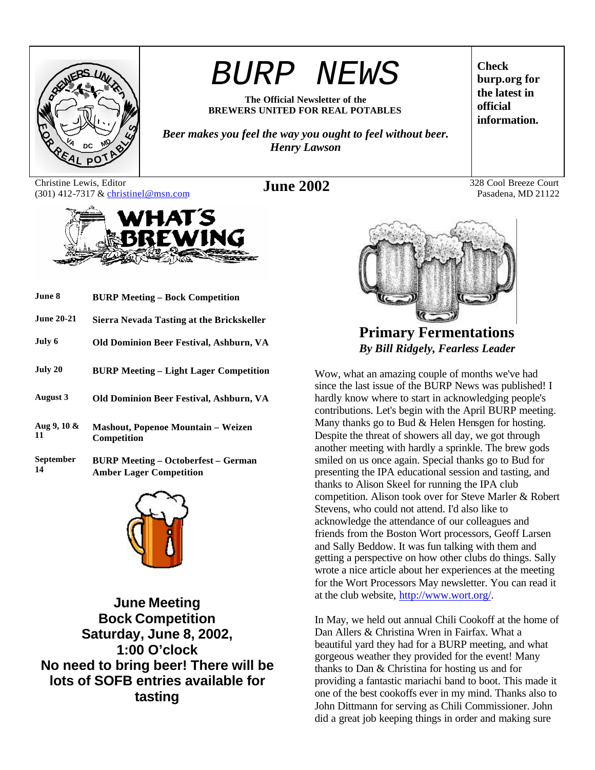# BURP NEWS

**The Official Newsletter of the BREWERS UNITED FOR REAL POTABLES**

***Beer makes you feel the way you ought to feel without beer.***
***Henry Lawson***

**Check burp.org for the latest in official information.**

Christine Lewis, Editor
(301) 412-7317 & christinel@msn.com

**June 2002**

328 Cool Breeze Court
Pasadena, MD 21122

## WHAT'S BREWING

| | |
|---|---|
| **June 8** | **BURP Meeting – Bock Competition** |
| **June 20-21** | **Sierra Nevada Tasting at the Brickskeller** |
| **July 6** | **Old Dominion Beer Festival, Ashburn, VA** |
| **July 20** | **BURP Meeting – Light Lager Competition** |
| **August 3** | **Old Dominion Beer Festival, Ashburn, VA** |
| **Aug 9, 10 & 11** | **Mashout, Popenoe Mountain – Weizen Competition** |
| **September 14** | **BURP Meeting – Octoberfest – German Amber Lager Competition** |

**June Meeting**
**Bock Competition**
**Saturday, June 8, 2002,**
**1:00 O'clock**
**No need to bring beer! There will be lots of SOFB entries available for tasting**

## Primary Fermentations

***By Bill Ridgely, Fearless Leader***

Wow, what an amazing couple of months we've had since the last issue of the BURP News was published! I hardly know where to start in acknowledging people's contributions. Let's begin with the April BURP meeting. Many thanks go to Bud & Helen Hensgen for hosting. Despite the threat of showers all day, we got through another meeting with hardly a sprinkle. The brew gods smiled on us once again. Special thanks go to Bud for presenting the IPA educational session and tasting, and thanks to Alison Skeel for running the IPA club competition. Alison took over for Steve Marler & Robert Stevens, who could not attend. I'd also like to acknowledge the attendance of our colleagues and friends from the Boston Wort processors, Geoff Larsen and Sally Beddow. It was fun talking with them and getting a perspective on how other clubs do things. Sally wrote a nice article about her experiences at the meeting for the Wort Processors May newsletter. You can read it at the club website, http://www.wort.org/.

In May, we held out annual Chili Cookoff at the home of Dan Allers & Christina Wren in Fairfax. What a beautiful yard they had for a BURP meeting, and what gorgeous weather they provided for the event! Many thanks to Dan & Christina for hosting us and for providing a fantastic mariachi band to boot. This made it one of the best cookoffs ever in my mind. Thanks also to John Dittmann for serving as Chili Commissioner. John did a great job keeping things in order and making sure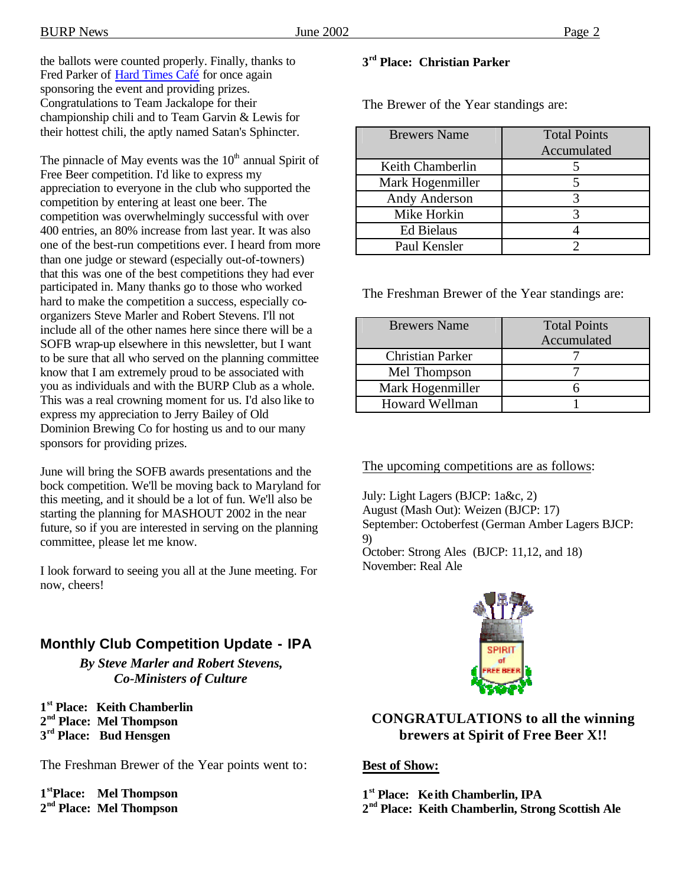the ballots were counted properly. Finally, thanks to Fred Parker of Hard Times Café for once again sponsoring the event and providing prizes. Congratulations to Team Jackalope for their championship chili and to Team Garvin & Lewis for their hottest chili, the aptly named Satan's Sphincter.

The pinnacle of May events was the 10th annual Spirit of Free Beer competition. I'd like to express my appreciation to everyone in the club who supported the competition by entering at least one beer. The competition was overwhelmingly successful with over 400 entries, an 80% increase from last year. It was also one of the best-run competitions ever. I heard from more than one judge or steward (especially out-of-towners) that this was one of the best competitions they had ever participated in. Many thanks go to those who worked hard to make the competition a success, especially co-organizers Steve Marler and Robert Stevens. I'll not include all of the other names here since there will be a SOFB wrap-up elsewhere in this newsletter, but I want to be sure that all who served on the planning committee know that I am extremely proud to be associated with you as individuals and with the BURP Club as a whole. This was a real crowning moment for us. I'd also like to express my appreciation to Jerry Bailey of Old Dominion Brewing Co for hosting us and to our many sponsors for providing prizes.

June will bring the SOFB awards presentations and the bock competition. We'll be moving back to Maryland for this meeting, and it should be a lot of fun. We'll also be starting the planning for MASHOUT 2002 in the near future, so if you are interested in serving on the planning committee, please let me know.

I look forward to seeing you all at the June meeting. For now, cheers!

## Monthly Club Competition Update - IPA

***By Steve Marler and Robert Stevens, Co-Ministers of Culture***

**1st Place: Keith Chamberlin**
**2nd Place: Mel Thompson**
**3rd Place: Bud Hensgen**

The Freshman Brewer of the Year points went to:

**1st Place: Mel Thompson**
**2nd Place: Mel Thompson**
**3rd Place: Christian Parker**

The Brewer of the Year standings are:

| Brewers Name | Total Points Accumulated |
|---|---|
| Keith Chamberlin | 5 |
| Mark Hogenmiller | 5 |
| Andy Anderson | 3 |
| Mike Horkin | 3 |
| Ed Bielaus | 4 |
| Paul Kensler | 2 |

The Freshman Brewer of the Year standings are:

| Brewers Name | Total Points Accumulated |
|---|---|
| Christian Parker | 7 |
| Mel Thompson | 7 |
| Mark Hogenmiller | 6 |
| Howard Wellman | 1 |

The upcoming competitions are as follows:

July: Light Lagers (BJCP: 1a&c, 2)
August (Mash Out): Weizen (BJCP: 17)
September: Octoberfest (German Amber Lagers BJCP: 9)
October: Strong Ales (BJCP: 11,12, and 18)
November: Real Ale

**CONGRATULATIONS to all the winning brewers at Spirit of Free Beer X!!**

**Best of Show:**

**1st Place: Keith Chamberlin, IPA**
**2nd Place: Keith Chamberlin, Strong Scottish Ale**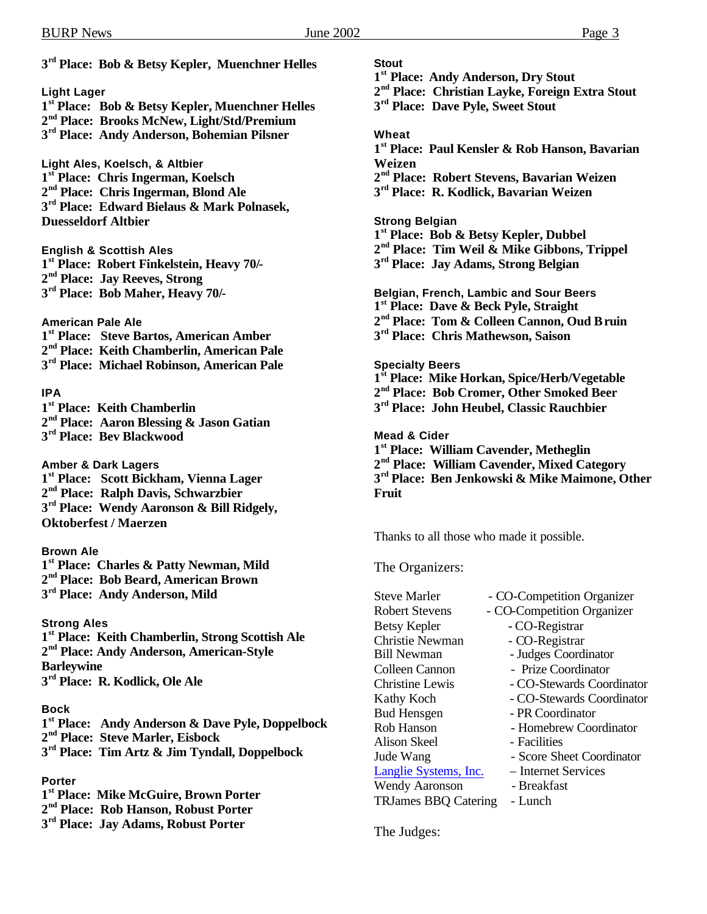**3rd Place: Bob & Betsy Kepler, Muenchner Helles**

**Light Lager**
**1st Place: Bob & Betsy Kepler, Muenchner Helles**
**2nd Place: Brooks McNew, Light/Std/Premium**
**3rd Place: Andy Anderson, Bohemian Pilsner**

**Light Ales, Koelsch, & Altbier**
**1st Place: Chris Ingerman, Koelsch**
**2nd Place: Chris Ingerman, Blond Ale**
**3rd Place: Edward Bielaus & Mark Polnasek, Duesseldorf Altbier**

**English & Scottish Ales**
**1st Place: Robert Finkelstein, Heavy 70/-**
**2nd Place: Jay Reeves, Strong**
**3rd Place: Bob Maher, Heavy 70/-**

**American Pale Ale**
**1st Place: Steve Bartos, American Amber**
**2nd Place: Keith Chamberlin, American Pale**
**3rd Place: Michael Robinson, American Pale**

**IPA**
**1st Place: Keith Chamberlin**
**2nd Place: Aaron Blessing & Jason Gatian**
**3rd Place: Bev Blackwood**

**Amber & Dark Lagers**
**1st Place: Scott Bickham, Vienna Lager**
**2nd Place: Ralph Davis, Schwarzbier**
**3rd Place: Wendy Aaronson & Bill Ridgely, Oktoberfest / Maerzen**

**Brown Ale**
**1st Place: Charles & Patty Newman, Mild**
**2nd Place: Bob Beard, American Brown**
**3rd Place: Andy Anderson, Mild**

**Strong Ales**
**1st Place: Keith Chamberlin, Strong Scottish Ale**
**2nd Place: Andy Anderson, American-Style Barleywine**
**3rd Place: R. Kodlick, Ole Ale**

**Bock**
**1st Place: Andy Anderson & Dave Pyle, Doppelbock**
**2nd Place: Steve Marler, Eisbock**
**3rd Place: Tim Artz & Jim Tyndall, Doppelbock**

**Porter**
**1st Place: Mike McGuire, Brown Porter**
**2nd Place: Rob Hanson, Robust Porter**
**3rd Place: Jay Adams, Robust Porter**

**Stout**
**1st Place: Andy Anderson, Dry Stout**
**2nd Place: Christian Layke, Foreign Extra Stout**
**3rd Place: Dave Pyle, Sweet Stout**

**Wheat**
**1st Place: Paul Kensler & Rob Hanson, Bavarian Weizen**
**2nd Place: Robert Stevens, Bavarian Weizen**
**3rd Place: R. Kodlick, Bavarian Weizen**

**Strong Belgian**
**1st Place: Bob & Betsy Kepler, Dubbel**
**2nd Place: Tim Weil & Mike Gibbons, Trippel**
**3rd Place: Jay Adams, Strong Belgian**

**Belgian, French, Lambic and Sour Beers**
**1st Place: Dave & Beck Pyle, Straight**
**2nd Place: Tom & Colleen Cannon, Oud Bruin**
**3rd Place: Chris Mathewson, Saison**

**Specialty Beers**
**1st Place: Mike Horkan, Spice/Herb/Vegetable**
**2nd Place: Bob Cromer, Other Smoked Beer**
**3rd Place: John Heubel, Classic Rauchbier**

**Mead & Cider**
**1st Place: William Cavender, Metheglin**
**2nd Place: William Cavender, Mixed Category**
**3rd Place: Ben Jenkowski & Mike Maimone, Other Fruit**

Thanks to all those who made it possible.

The Organizers:

Steve Marler - CO-Competition Organizer
Robert Stevens - CO-Competition Organizer
Betsy Kepler - CO-Registrar
Christie Newman - CO-Registrar
Bill Newman - Judges Coordinator
Colleen Cannon - Prize Coordinator
Christine Lewis - CO-Stewards Coordinator
Kathy Koch - CO-Stewards Coordinator
Bud Hensgen - PR Coordinator
Rob Hanson - Homebrew Coordinator
Alison Skeel - Facilities
Jude Wang - Score Sheet Coordinator
Langlie Systems, Inc. – Internet Services
Wendy Aaronson - Breakfast
TRJames BBQ Catering - Lunch

The Judges: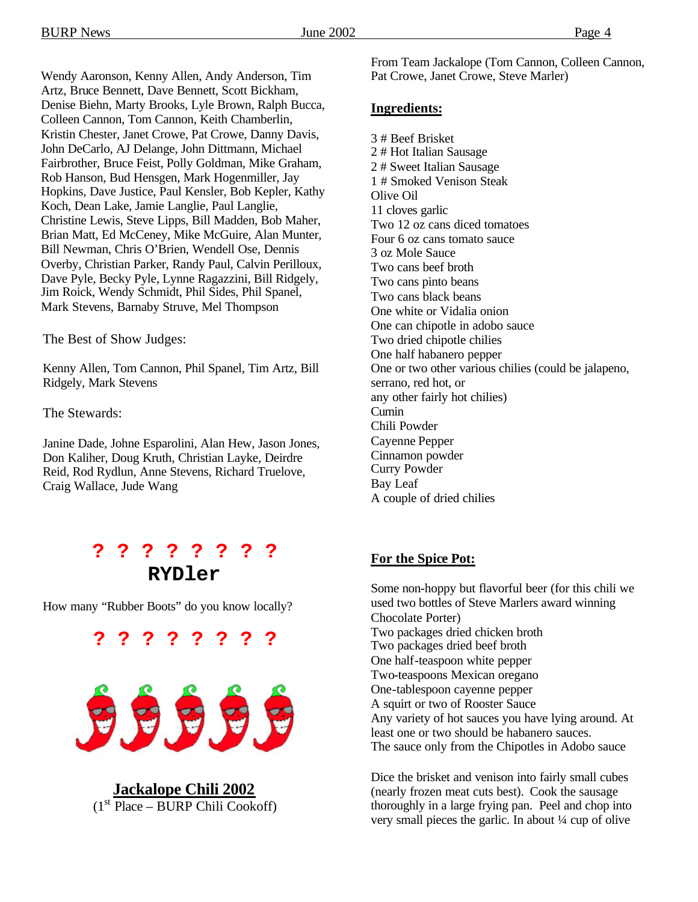Wendy Aaronson, Kenny Allen, Andy Anderson, Tim Artz, Bruce Bennett, Dave Bennett, Scott Bickham, Denise Biehn, Marty Brooks, Lyle Brown, Ralph Bucca, Colleen Cannon, Tom Cannon, Keith Chamberlin, Kristin Chester, Janet Crowe, Pat Crowe, Danny Davis, John DeCarlo, AJ Delange, John Dittmann, Michael Fairbrother, Bruce Feist, Polly Goldman, Mike Graham, Rob Hanson, Bud Hensgen, Mark Hogenmiller, Jay Hopkins, Dave Justice, Paul Kensler, Bob Kepler, Kathy Koch, Dean Lake, Jamie Langlie, Paul Langlie, Christine Lewis, Steve Lipps, Bill Madden, Bob Maher, Brian Matt, Ed McCeney, Mike McGuire, Alan Munter, Bill Newman, Chris O'Brien, Wendell Ose, Dennis Overby, Christian Parker, Randy Paul, Calvin Perilloux, Dave Pyle, Becky Pyle, Lynne Ragazzini, Bill Ridgely, Jim Roick, Wendy Schmidt, Phil Sides, Phil Spanel, Mark Stevens, Barnaby Struve, Mel Thompson

The Best of Show Judges:

Kenny Allen, Tom Cannon, Phil Spanel, Tim Artz, Bill Ridgely, Mark Stevens

The Stewards:

Janine Dade, Johne Esparolini, Alan Hew, Jason Jones, Don Kaliher, Doug Kruth, Christian Layke, Deirdre Reid, Rod Rydlun, Anne Stevens, Richard Truelove, Craig Wallace, Jude Wang

**? ? ? ? ? ? ? ?**

## RYDler

How many "Rubber Boots" do you know locally?

**? ? ? ? ? ? ? ?**

## Jackalope Chili 2002

(1st Place – BURP Chili Cookoff)

From Team Jackalope (Tom Cannon, Colleen Cannon, Pat Crowe, Janet Crowe, Steve Marler)

**Ingredients:**

3 # Beef Brisket
2 # Hot Italian Sausage
2 # Sweet Italian Sausage
1 # Smoked Venison Steak
Olive Oil
11 cloves garlic
Two 12 oz cans diced tomatoes
Four 6 oz cans tomato sauce
3 oz Mole Sauce
Two cans beef broth
Two cans pinto beans
Two cans black beans
One white or Vidalia onion
One can chipotle in adobo sauce
Two dried chipotle chilies
One half habanero pepper
One or two other various chilies (could be jalapeno, serrano, red hot, or
any other fairly hot chilies)
Cumin
Chili Powder
Cayenne Pepper
Cinnamon powder
Curry Powder
Bay Leaf
A couple of dried chilies

**For the Spice Pot:**

Some non-hoppy but flavorful beer (for this chili we used two bottles of Steve Marlers award winning Chocolate Porter)
Two packages dried chicken broth
Two packages dried beef broth
One half-teaspoon white pepper
Two-teaspoons Mexican oregano
One-tablespoon cayenne pepper
A squirt or two of Rooster Sauce
Any variety of hot sauces you have lying around. At least one or two should be habanero sauces.
The sauce only from the Chipotles in Adobo sauce

Dice the brisket and venison into fairly small cubes (nearly frozen meat cuts best). Cook the sausage thoroughly in a large frying pan. Peel and chop into very small pieces the garlic. In about ¼ cup of olive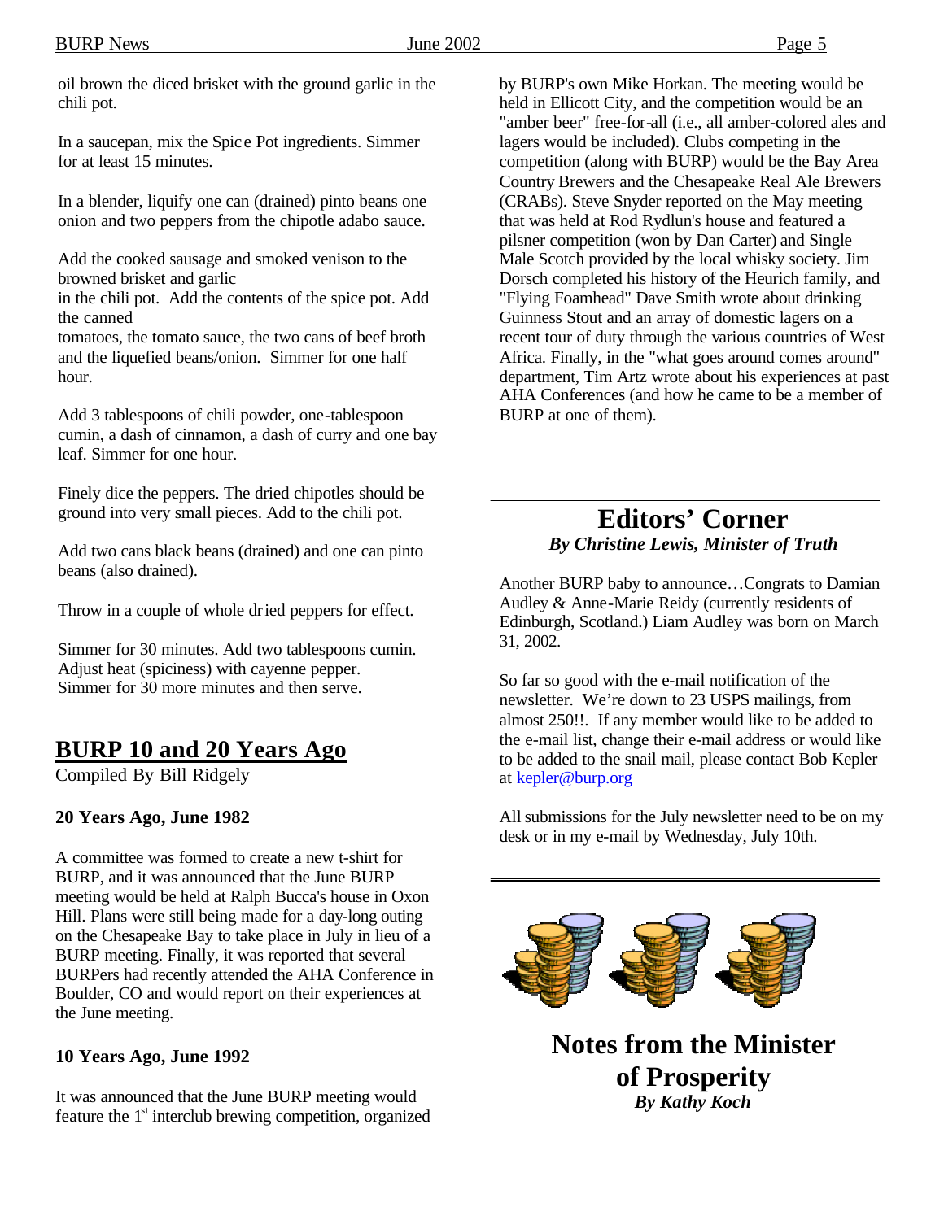oil brown the diced brisket with the ground garlic in the chili pot.

In a saucepan, mix the Spice Pot ingredients. Simmer for at least 15 minutes.

In a blender, liquify one can (drained) pinto beans one onion and two peppers from the chipotle adabo sauce.

Add the cooked sausage and smoked venison to the browned brisket and garlic
in the chili pot. Add the contents of the spice pot. Add the canned
tomatoes, the tomato sauce, the two cans of beef broth and the liquefied beans/onion. Simmer for one half hour.

Add 3 tablespoons of chili powder, one-tablespoon cumin, a dash of cinnamon, a dash of curry and one bay leaf. Simmer for one hour.

Finely dice the peppers. The dried chipotles should be ground into very small pieces. Add to the chili pot.

Add two cans black beans (drained) and one can pinto beans (also drained).

Throw in a couple of whole dried peppers for effect.

Simmer for 30 minutes. Add two tablespoons cumin.
Adjust heat (spiciness) with cayenne pepper.
Simmer for 30 more minutes and then serve.

## BURP 10 and 20 Years Ago

Compiled By Bill Ridgely

### 20 Years Ago, June 1982

A committee was formed to create a new t-shirt for BURP, and it was announced that the June BURP meeting would be held at Ralph Bucca's house in Oxon Hill. Plans were still being made for a day-long outing on the Chesapeake Bay to take place in July in lieu of a BURP meeting. Finally, it was reported that several BURPers had recently attended the AHA Conference in Boulder, CO and would report on their experiences at the June meeting.

### 10 Years Ago, June 1992

It was announced that the June BURP meeting would feature the 1st interclub brewing competition, organized by BURP's own Mike Horkan. The meeting would be held in Ellicott City, and the competition would be an "amber beer" free-for-all (i.e., all amber-colored ales and lagers would be included). Clubs competing in the competition (along with BURP) would be the Bay Area Country Brewers and the Chesapeake Real Ale Brewers (CRABs). Steve Snyder reported on the May meeting that was held at Rod Rydlun's house and featured a pilsner competition (won by Dan Carter) and Single Male Scotch provided by the local whisky society. Jim Dorsch completed his history of the Heurich family, and "Flying Foamhead" Dave Smith wrote about drinking Guinness Stout and an array of domestic lagers on a recent tour of duty through the various countries of West Africa. Finally, in the "what goes around comes around" department, Tim Artz wrote about his experiences at past AHA Conferences (and how he came to be a member of BURP at one of them).

## Editors' Corner

***By Christine Lewis, Minister of Truth***

Another BURP baby to announce…Congrats to Damian Audley & Anne-Marie Reidy (currently residents of Edinburgh, Scotland.) Liam Audley was born on March 31, 2002.

So far so good with the e-mail notification of the newsletter. We're down to 23 USPS mailings, from almost 250!!. If any member would like to be added to the e-mail list, change their e-mail address or would like to be added to the snail mail, please contact Bob Kepler at kepler@burp.org

All submissions for the July newsletter need to be on my desk or in my e-mail by Wednesday, July 10th.

## Notes from the Minister of Prosperity

***By Kathy Koch***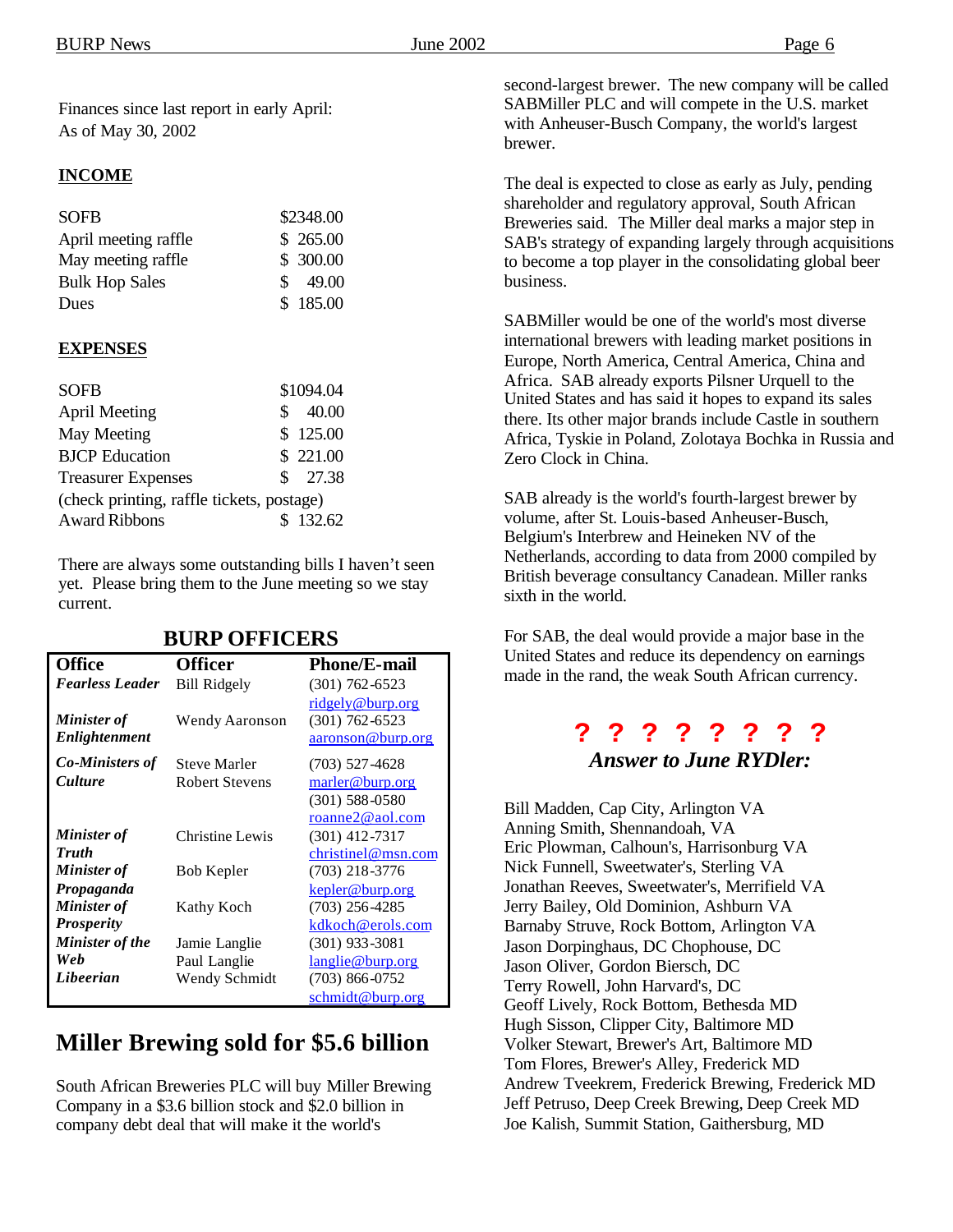Finances since last report in early April:
As of May 30, 2002

**INCOME**

| | |
|---|---|
| SOFB | $2348.00 |
| April meeting raffle | $ 265.00 |
| May meeting raffle | $ 300.00 |
| Bulk Hop Sales | $ 49.00 |
| Dues | $ 185.00 |

**EXPENSES**

| | |
|---|---|
| SOFB | $1094.04 |
| April Meeting | $ 40.00 |
| May Meeting | $ 125.00 |
| BJCP Education | $ 221.00 |
| Treasurer Expenses (check printing, raffle tickets, postage) | $ 27.38 |
| Award Ribbons | $ 132.62 |

There are always some outstanding bills I haven't seen yet. Please bring them to the June meeting so we stay current.

## BURP OFFICERS

| Office | Officer | Phone/E-mail |
|---|---|---|
| ***Fearless Leader*** | Bill Ridgely | (301) 762-6523 ridgely@burp.org |
| ***Minister of Enlightenment*** | Wendy Aaronson | (301) 762-6523 aaronson@burp.org |
| ***Co-Ministers of Culture*** | Steve Marler<br>Robert Stevens | (703) 527-4628 marler@burp.org<br>(301) 588-0580 roanne2@aol.com |
| ***Minister of Truth*** | Christine Lewis | (301) 412-7317 christinel@msn.com |
| ***Minister of Propaganda*** | Bob Kepler | (703) 218-3776 kepler@burp.org |
| ***Minister of Prosperity*** | Kathy Koch | (703) 256-4285 kdkoch@erols.com |
| ***Minister of the Web*** | Jamie Langlie<br>Paul Langlie | (301) 933-3081 langlie@burp.org |
| ***Libeerian*** | Wendy Schmidt | (703) 866-0752 schmidt@burp.org |

# Miller Brewing sold for $5.6 billion

South African Breweries PLC will buy Miller Brewing Company in a $3.6 billion stock and $2.0 billion in company debt deal that will make it the world's second-largest brewer. The new company will be called SABMiller PLC and will compete in the U.S. market with Anheuser-Busch Company, the world's largest brewer.

The deal is expected to close as early as July, pending shareholder and regulatory approval, South African Breweries said. The Miller deal marks a major step in SAB's strategy of expanding largely through acquisitions to become a top player in the consolidating global beer business.

SABMiller would be one of the world's most diverse international brewers with leading market positions in Europe, North America, Central America, China and Africa. SAB already exports Pilsner Urquell to the United States and has said it hopes to expand its sales there. Its other major brands include Castle in southern Africa, Tyskie in Poland, Zolotaya Bochka in Russia and Zero Clock in China.

SAB already is the world's fourth-largest brewer by volume, after St. Louis-based Anheuser-Busch, Belgium's Interbrew and Heineken NV of the Netherlands, according to data from 2000 compiled by British beverage consultancy Canadean. Miller ranks sixth in the world.

For SAB, the deal would provide a major base in the United States and reduce its dependency on earnings made in the rand, the weak South African currency.

**? ? ? ? ? ? ? ?**

***Answer to June RYDler:***

Bill Madden, Cap City, Arlington VA
Anning Smith, Shennandoah, VA
Eric Plowman, Calhoun's, Harrisonburg VA
Nick Funnell, Sweetwater's, Sterling VA
Jonathan Reeves, Sweetwater's, Merrifield VA
Jerry Bailey, Old Dominion, Ashburn VA
Barnaby Struve, Rock Bottom, Arlington VA
Jason Dorpinghaus, DC Chophouse, DC
Jason Oliver, Gordon Biersch, DC
Terry Rowell, John Harvard's, DC
Geoff Lively, Rock Bottom, Bethesda MD
Hugh Sisson, Clipper City, Baltimore MD
Volker Stewart, Brewer's Art, Baltimore MD
Tom Flores, Brewer's Alley, Frederick MD
Andrew Tveekrem, Frederick Brewing, Frederick MD
Jeff Petruso, Deep Creek Brewing, Deep Creek MD
Joe Kalish, Summit Station, Gaithersburg, MD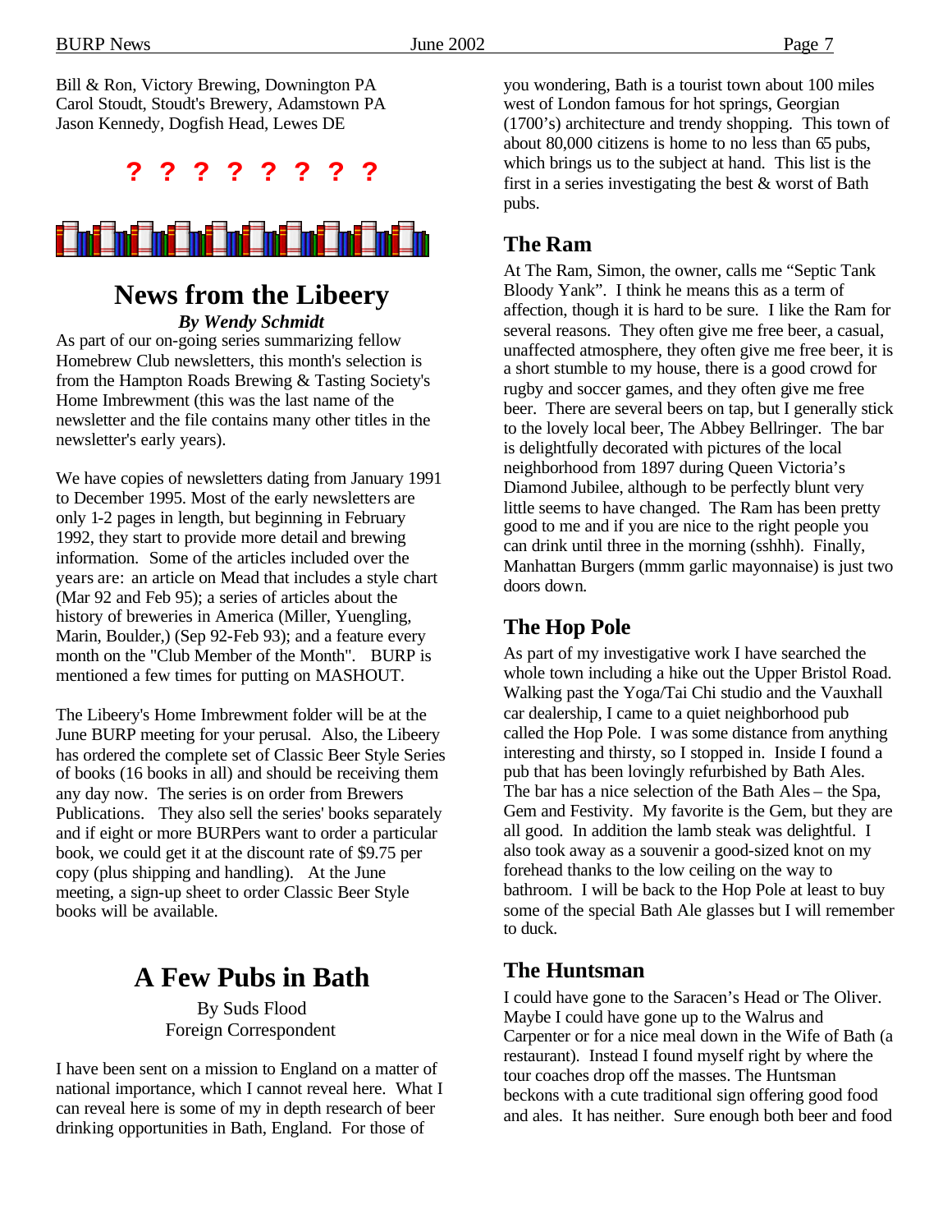Bill & Ron, Victory Brewing, Downington PA
Carol Stoudt, Stoudt's Brewery, Adamstown PA
Jason Kennedy, Dogfish Head, Lewes DE

**? ? ? ? ? ? ? ?**

## News from the Libeery

***By Wendy Schmidt***

As part of our on-going series summarizing fellow Homebrew Club newsletters, this month's selection is from the Hampton Roads Brewing & Tasting Society's Home Imbrewment (this was the last name of the newsletter and the file contains many other titles in the newsletter's early years).

We have copies of newsletters dating from January 1991 to December 1995. Most of the early newsletters are only 1-2 pages in length, but beginning in February 1992, they start to provide more detail and brewing information. Some of the articles included over the years are: an article on Mead that includes a style chart (Mar 92 and Feb 95); a series of articles about the history of breweries in America (Miller, Yuengling, Marin, Boulder,) (Sep 92-Feb 93); and a feature every month on the "Club Member of the Month". BURP is mentioned a few times for putting on MASHOUT.

The Libeery's Home Imbrewment folder will be at the June BURP meeting for your perusal. Also, the Libeery has ordered the complete set of Classic Beer Style Series of books (16 books in all) and should be receiving them any day now. The series is on order from Brewers Publications. They also sell the series' books separately and if eight or more BURPers want to order a particular book, we could get it at the discount rate of $9.75 per copy (plus shipping and handling). At the June meeting, a sign-up sheet to order Classic Beer Style books will be available.

## A Few Pubs in Bath

By Suds Flood
Foreign Correspondent

I have been sent on a mission to England on a matter of national importance, which I cannot reveal here. What I can reveal here is some of my in depth research of beer drinking opportunities in Bath, England. For those of you wondering, Bath is a tourist town about 100 miles west of London famous for hot springs, Georgian (1700's) architecture and trendy shopping. This town of about 80,000 citizens is home to no less than 65 pubs, which brings us to the subject at hand. This list is the first in a series investigating the best & worst of Bath pubs.

### The Ram

At The Ram, Simon, the owner, calls me "Septic Tank Bloody Yank". I think he means this as a term of affection, though it is hard to be sure. I like the Ram for several reasons. They often give me free beer, a casual, unaffected atmosphere, they often give me free beer, it is a short stumble to my house, there is a good crowd for rugby and soccer games, and they often give me free beer. There are several beers on tap, but I generally stick to the lovely local beer, The Abbey Bellringer. The bar is delightfully decorated with pictures of the local neighborhood from 1897 during Queen Victoria's Diamond Jubilee, although to be perfectly blunt very little seems to have changed. The Ram has been pretty good to me and if you are nice to the right people you can drink until three in the morning (sshhh). Finally, Manhattan Burgers (mmm garlic mayonnaise) is just two doors down.

### The Hop Pole

As part of my investigative work I have searched the whole town including a hike out the Upper Bristol Road. Walking past the Yoga/Tai Chi studio and the Vauxhall car dealership, I came to a quiet neighborhood pub called the Hop Pole. I was some distance from anything interesting and thirsty, so I stopped in. Inside I found a pub that has been lovingly refurbished by Bath Ales. The bar has a nice selection of the Bath Ales – the Spa, Gem and Festivity. My favorite is the Gem, but they are all good. In addition the lamb steak was delightful. I also took away as a souvenir a good-sized knot on my forehead thanks to the low ceiling on the way to bathroom. I will be back to the Hop Pole at least to buy some of the special Bath Ale glasses but I will remember to duck.

### The Huntsman

I could have gone to the Saracen's Head or The Oliver. Maybe I could have gone up to the Walrus and Carpenter or for a nice meal down in the Wife of Bath (a restaurant). Instead I found myself right by where the tour coaches drop off the masses. The Huntsman beckons with a cute traditional sign offering good food and ales. It has neither. Sure enough both beer and food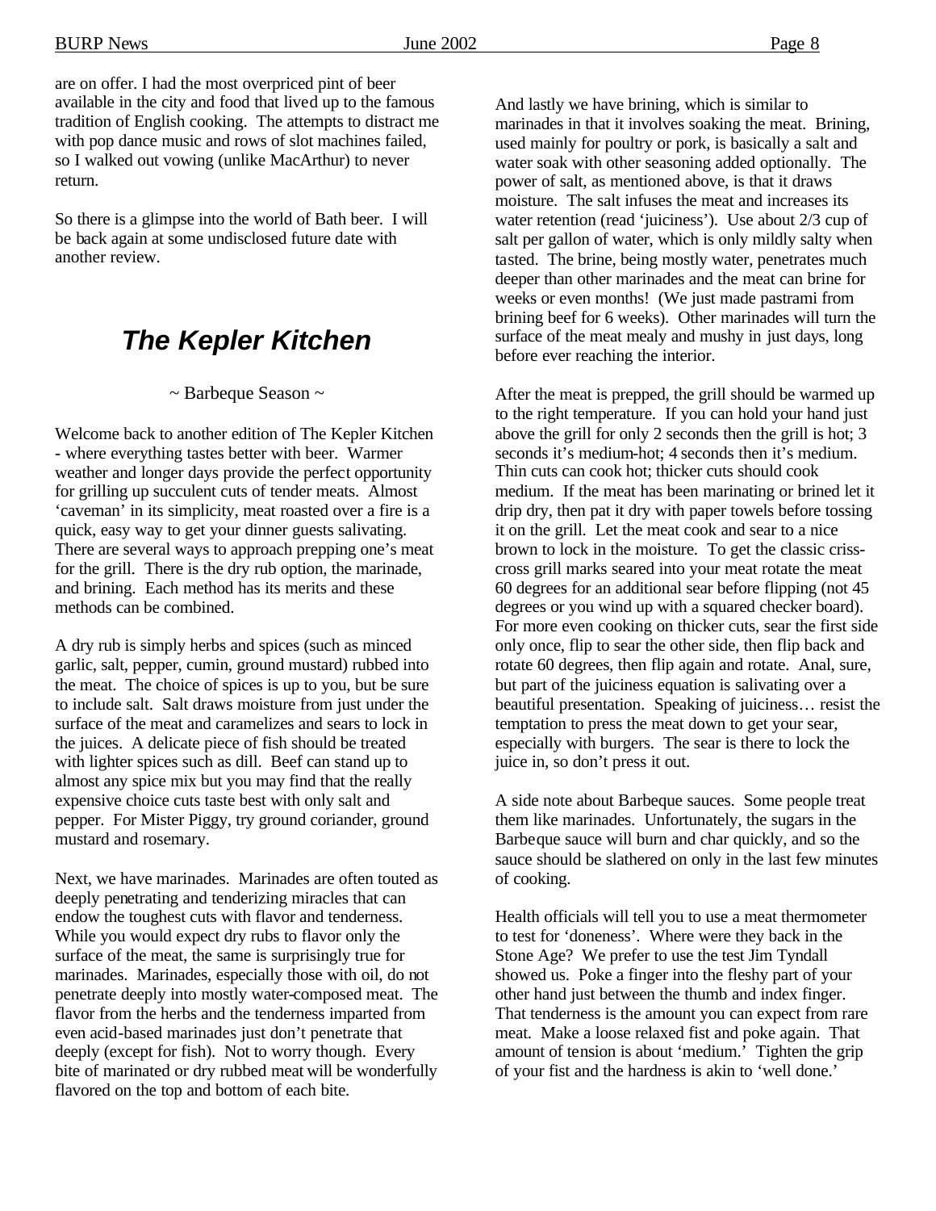are on offer. I had the most overpriced pint of beer available in the city and food that lived up to the famous tradition of English cooking. The attempts to distract me with pop dance music and rows of slot machines failed, so I walked out vowing (unlike MacArthur) to never return.

So there is a glimpse into the world of Bath beer. I will be back again at some undisclosed future date with another review.

## *The Kepler Kitchen*

~ Barbeque Season ~

Welcome back to another edition of The Kepler Kitchen - where everything tastes better with beer. Warmer weather and longer days provide the perfect opportunity for grilling up succulent cuts of tender meats. Almost 'caveman' in its simplicity, meat roasted over a fire is a quick, easy way to get your dinner guests salivating. There are several ways to approach prepping one's meat for the grill. There is the dry rub option, the marinade, and brining. Each method has its merits and these methods can be combined.

A dry rub is simply herbs and spices (such as minced garlic, salt, pepper, cumin, ground mustard) rubbed into the meat. The choice of spices is up to you, but be sure to include salt. Salt draws moisture from just under the surface of the meat and caramelizes and sears to lock in the juices. A delicate piece of fish should be treated with lighter spices such as dill. Beef can stand up to almost any spice mix but you may find that the really expensive choice cuts taste best with only salt and pepper. For Mister Piggy, try ground coriander, ground mustard and rosemary.

Next, we have marinades. Marinades are often touted as deeply penetrating and tenderizing miracles that can endow the toughest cuts with flavor and tenderness. While you would expect dry rubs to flavor only the surface of the meat, the same is surprisingly true for marinades. Marinades, especially those with oil, do not penetrate deeply into mostly water-composed meat. The flavor from the herbs and the tenderness imparted from even acid-based marinades just don't penetrate that deeply (except for fish). Not to worry though. Every bite of marinated or dry rubbed meat will be wonderfully flavored on the top and bottom of each bite.

And lastly we have brining, which is similar to marinades in that it involves soaking the meat. Brining, used mainly for poultry or pork, is basically a salt and water soak with other seasoning added optionally. The power of salt, as mentioned above, is that it draws moisture. The salt infuses the meat and increases its water retention (read 'juiciness'). Use about 2/3 cup of salt per gallon of water, which is only mildly salty when tasted. The brine, being mostly water, penetrates much deeper than other marinades and the meat can brine for weeks or even months! (We just made pastrami from brining beef for 6 weeks). Other marinades will turn the surface of the meat mealy and mushy in just days, long before ever reaching the interior.

After the meat is prepped, the grill should be warmed up to the right temperature. If you can hold your hand just above the grill for only 2 seconds then the grill is hot; 3 seconds it's medium-hot; 4 seconds then it's medium. Thin cuts can cook hot; thicker cuts should cook medium. If the meat has been marinating or brined let it drip dry, then pat it dry with paper towels before tossing it on the grill. Let the meat cook and sear to a nice brown to lock in the moisture. To get the classic criss-cross grill marks seared into your meat rotate the meat 60 degrees for an additional sear before flipping (not 45 degrees or you wind up with a squared checker board). For more even cooking on thicker cuts, sear the first side only once, flip to sear the other side, then flip back and rotate 60 degrees, then flip again and rotate. Anal, sure, but part of the juiciness equation is salivating over a beautiful presentation. Speaking of juiciness… resist the temptation to press the meat down to get your sear, especially with burgers. The sear is there to lock the juice in, so don't press it out.

A side note about Barbeque sauces. Some people treat them like marinades. Unfortunately, the sugars in the Barbeque sauce will burn and char quickly, and so the sauce should be slathered on only in the last few minutes of cooking.

Health officials will tell you to use a meat thermometer to test for 'doneness'. Where were they back in the Stone Age? We prefer to use the test Jim Tyndall showed us. Poke a finger into the fleshy part of your other hand just between the thumb and index finger. That tenderness is the amount you can expect from rare meat. Make a loose relaxed fist and poke again. That amount of tension is about 'medium.' Tighten the grip of your fist and the hardness is akin to 'well done.'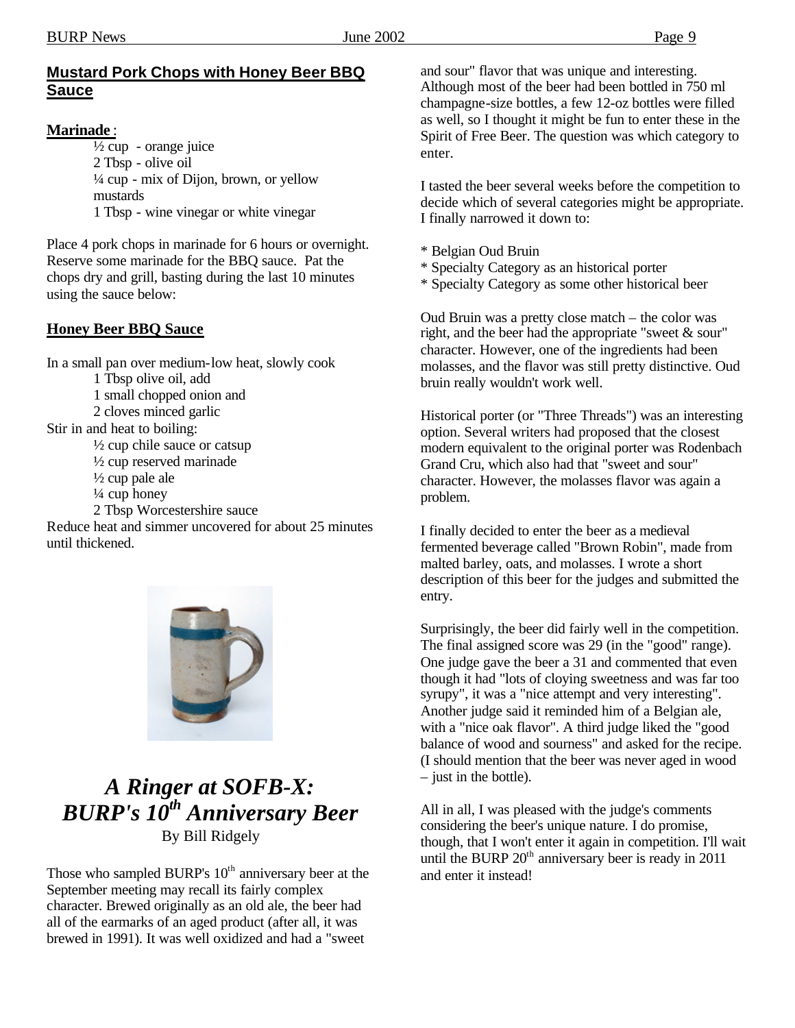## Mustard Pork Chops with Honey Beer BBQ Sauce

**Marinade**:

½ cup - orange juice
2 Tbsp - olive oil
¼ cup - mix of Dijon, brown, or yellow mustards
1 Tbsp - wine vinegar or white vinegar

Place 4 pork chops in marinade for 6 hours or overnight. Reserve some marinade for the BBQ sauce. Pat the chops dry and grill, basting during the last 10 minutes using the sauce below:

**Honey Beer BBQ Sauce**

In a small pan over medium-low heat, slowly cook

1 Tbsp olive oil, add
1 small chopped onion and
2 cloves minced garlic

Stir in and heat to boiling:

½ cup chile sauce or catsup
½ cup reserved marinade
½ cup pale ale
¼ cup honey
2 Tbsp Worcestershire sauce

Reduce heat and simmer uncovered for about 25 minutes until thickened.

# *A Ringer at SOFB-X: BURP's 10th Anniversary Beer*

By Bill Ridgely

Those who sampled BURP's 10th anniversary beer at the September meeting may recall its fairly complex character. Brewed originally as an old ale, the beer had all of the earmarks of an aged product (after all, it was brewed in 1991). It was well oxidized and had a "sweet and sour" flavor that was unique and interesting. Although most of the beer had been bottled in 750 ml champagne-size bottles, a few 12-oz bottles were filled as well, so I thought it might be fun to enter these in the Spirit of Free Beer. The question was which category to enter.

I tasted the beer several weeks before the competition to decide which of several categories might be appropriate. I finally narrowed it down to:

* Belgian Oud Bruin
* Specialty Category as an historical porter
* Specialty Category as some other historical beer

Oud Bruin was a pretty close match – the color was right, and the beer had the appropriate "sweet & sour" character. However, one of the ingredients had been molasses, and the flavor was still pretty distinctive. Oud bruin really wouldn't work well.

Historical porter (or "Three Threads") was an interesting option. Several writers had proposed that the closest modern equivalent to the original porter was Rodenbach Grand Cru, which also had that "sweet and sour" character. However, the molasses flavor was again a problem.

I finally decided to enter the beer as a medieval fermented beverage called "Brown Robin", made from malted barley, oats, and molasses. I wrote a short description of this beer for the judges and submitted the entry.

Surprisingly, the beer did fairly well in the competition. The final assigned score was 29 (in the "good" range). One judge gave the beer a 31 and commented that even though it had "lots of cloying sweetness and was far too syrupy", it was a "nice attempt and very interesting". Another judge said it reminded him of a Belgian ale, with a "nice oak flavor". A third judge liked the "good balance of wood and sourness" and asked for the recipe. (I should mention that the beer was never aged in wood – just in the bottle).

All in all, I was pleased with the judge's comments considering the beer's unique nature. I do promise, though, that I won't enter it again in competition. I'll wait until the BURP 20th anniversary beer is ready in 2011 and enter it instead!